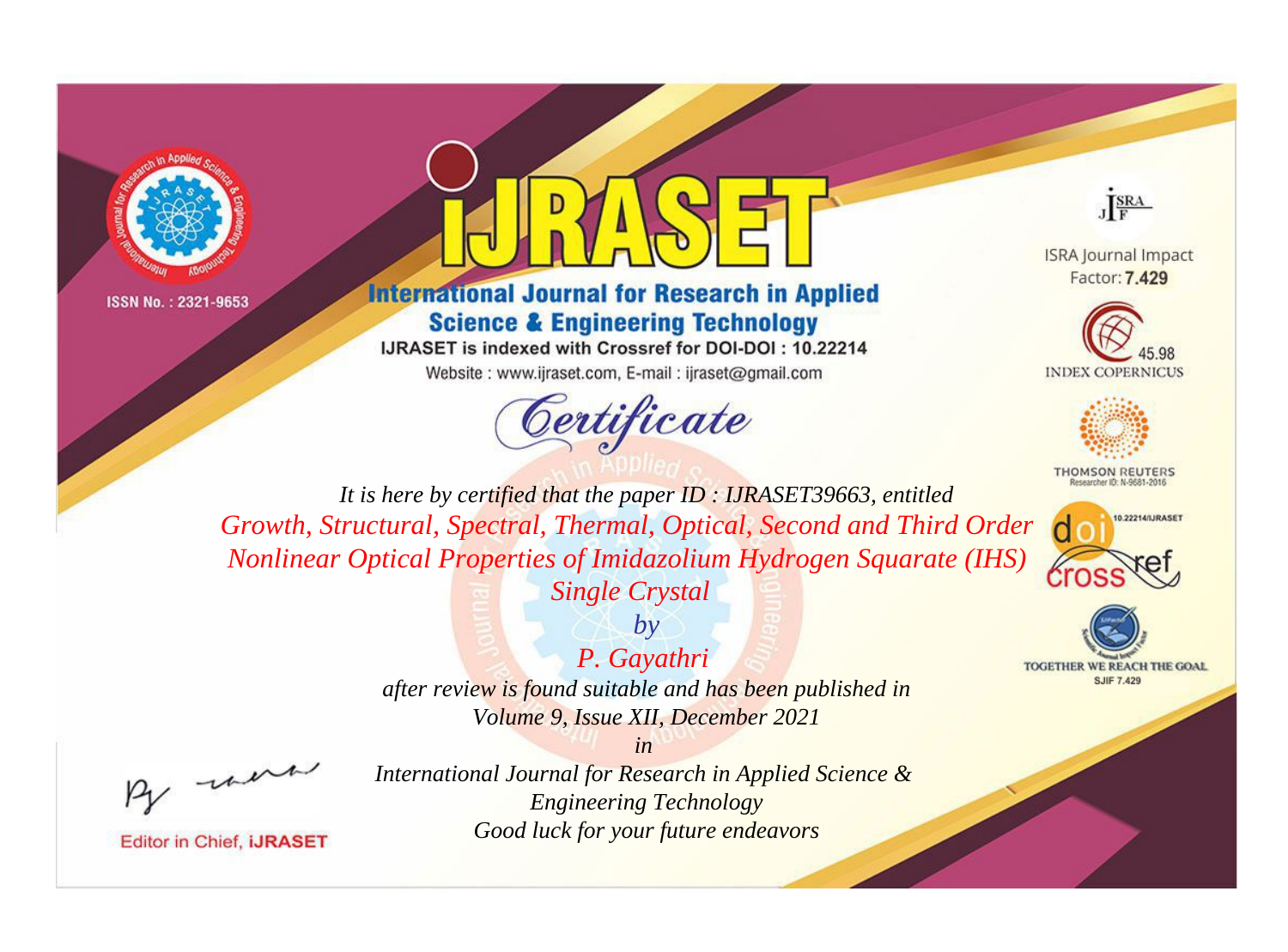ISSN No. : 2321-9653

# IJRASET

## International Journal for Research in Applied Science & Engineering Technology

IJRASET is indexed with Crossref for DOI-DOI : 10.22214

Website : www.ijraset.com, E-mail : ijraset@gmail.com

ISRA Journal Impact Factor: **7.429**

45.98 INDEX COPERNICUS

THOMSON REUTERS Researcher ID: N-9681-2016

10.22214/IJRASET

TOGETHER WE REACH THE GOAL SJIF 7.429

## Certificate

*It is here by certified that the paper ID : IJRASET39663, entitled*

*Growth, Structural, Spectral, Thermal, Optical, Second and Third Order Nonlinear Optical Properties of Imidazolium Hydrogen Squarate (IHS) Single Crystal*

*by*

*P. Gayathri*

*after review is found suitable and has been published in*

*Volume 9, Issue XII, December 2021*

*in*

*International Journal for Research in Applied Science & Engineering Technology*

*Good luck for your future endeavors*

Editor in Chief, IJRASET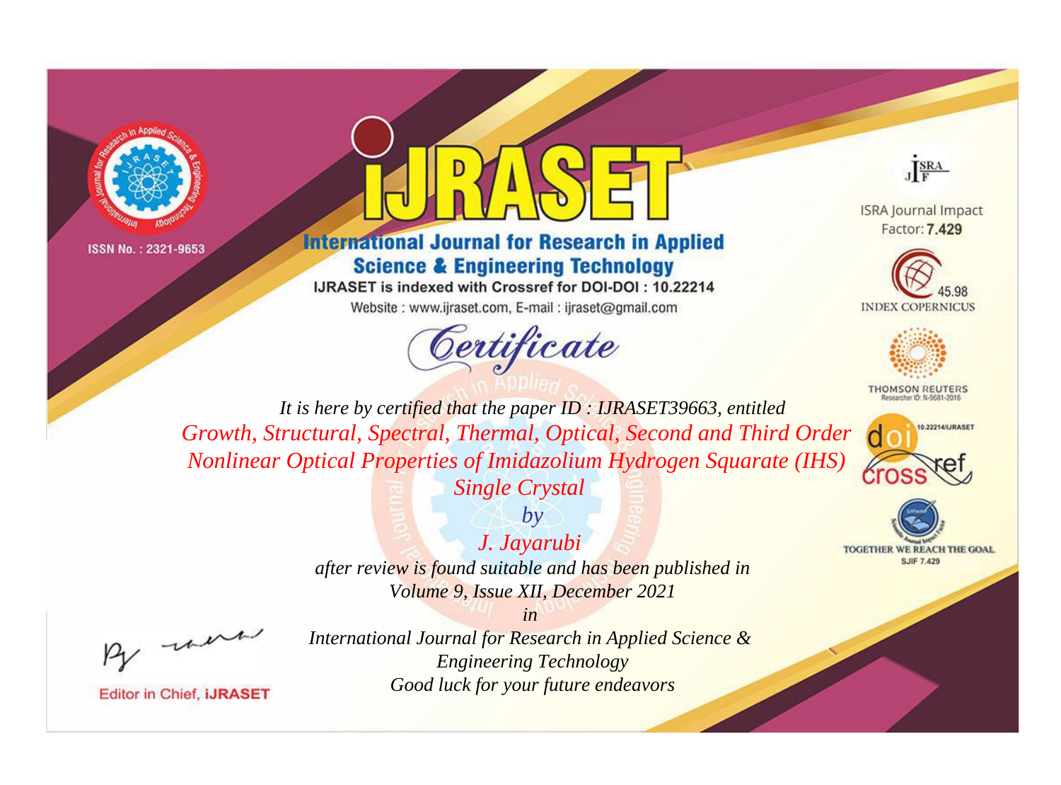ISSN No. : 2321-9653

# iJRASET

## International Journal for Research in Applied Science & Engineering Technology

IJRASET is indexed with Crossref for DOI-DOI : 10.22214

Website : www.ijraset.com, E-mail : ijraset@gmail.com

ISRA Journal Impact Factor: **7.429**

45.98 INDEX COPERNICUS

THOMSON REUTERS Researcher ID: N-9681-2016

10.22214/IJRASET

TOGETHER WE REACH THE GOAL SJIF 7.429

# *Certificate*

*It is here by certified that the paper ID : IJRASET39663, entitled*

*Growth, Structural, Spectral, Thermal, Optical, Second and Third Order Nonlinear Optical Properties of Imidazolium Hydrogen Squarate (IHS) Single Crystal*

*by*

*J. Jayarubi*

*after review is found suitable and has been published in*

*Volume 9, Issue XII, December 2021*

*in*

*International Journal for Research in Applied Science & Engineering Technology*

*Good luck for your future endeavors*

Editor in Chief, **iJRASET**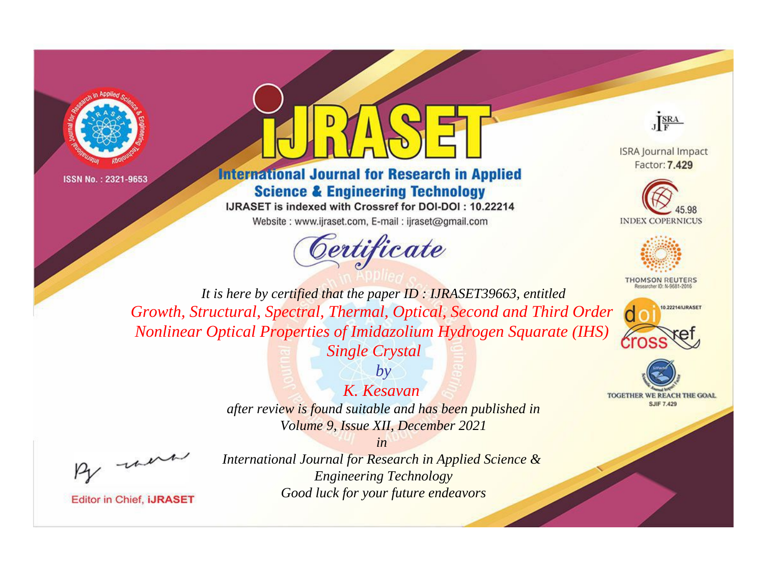ISSN No. : 2321-9653

# iJRASET

## International Journal for Research in Applied Science & Engineering Technology

IJRASET is indexed with Crossref for DOI-DOI : 10.22214

Website : www.ijraset.com, E-mail : ijraset@gmail.com

ISRA Journal Impact Factor: **7.429**

45.98 INDEX COPERNICUS

THOMSON REUTERS Researcher ID: N-9681-2016

10.22214/IJRASET

TOGETHER WE REACH THE GOAL SJIF 7.429

# *Certificate*

*It is here by certified that the paper ID : IJRASET39663, entitled*

*Growth, Structural, Spectral, Thermal, Optical, Second and Third Order Nonlinear Optical Properties of Imidazolium Hydrogen Squarate (IHS) Single Crystal*

*by*

*K. Kesavan*

*after review is found suitable and has been published in*

*Volume 9, Issue XII, December 2021*

*in*

*International Journal for Research in Applied Science & Engineering Technology*

*Good luck for your future endeavors*

Editor in Chief, **iJRASET**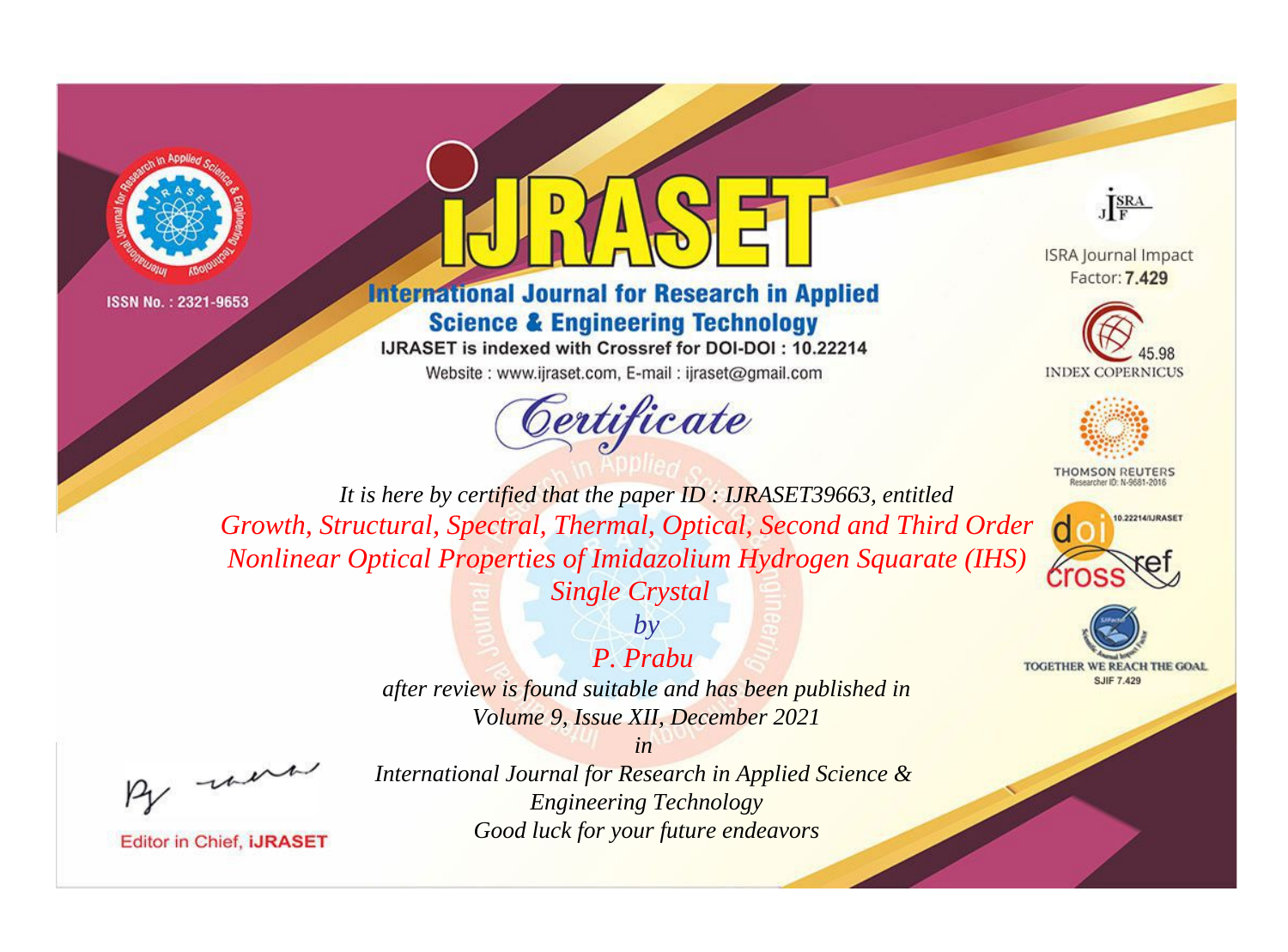ISSN No. : 2321-9653

# IJRASET

## International Journal for Research in Applied Science & Engineering Technology

IJRASET is indexed with Crossref for DOI-DOI : 10.22214

Website : www.ijraset.com, E-mail : ijraset@gmail.com

ISRA Journal Impact Factor: **7.429**

45.98 INDEX COPERNICUS

THOMSON REUTERS Researcher ID: N-9681-2016

10.22214/IJRASET

TOGETHER WE REACH THE GOAL SJIF 7.429

*Certificate*

*It is here by certified that the paper ID : IJRASET39663, entitled*

*Growth, Structural, Spectral, Thermal, Optical, Second and Third Order Nonlinear Optical Properties of Imidazolium Hydrogen Squarate (IHS) Single Crystal*

*by*

*P. Prabu*

*after review is found suitable and has been published in*

*Volume 9, Issue XII, December 2021*

*in*

*International Journal for Research in Applied Science & Engineering Technology*

*Good luck for your future endeavors*

Editor in Chief, **iJRASET**